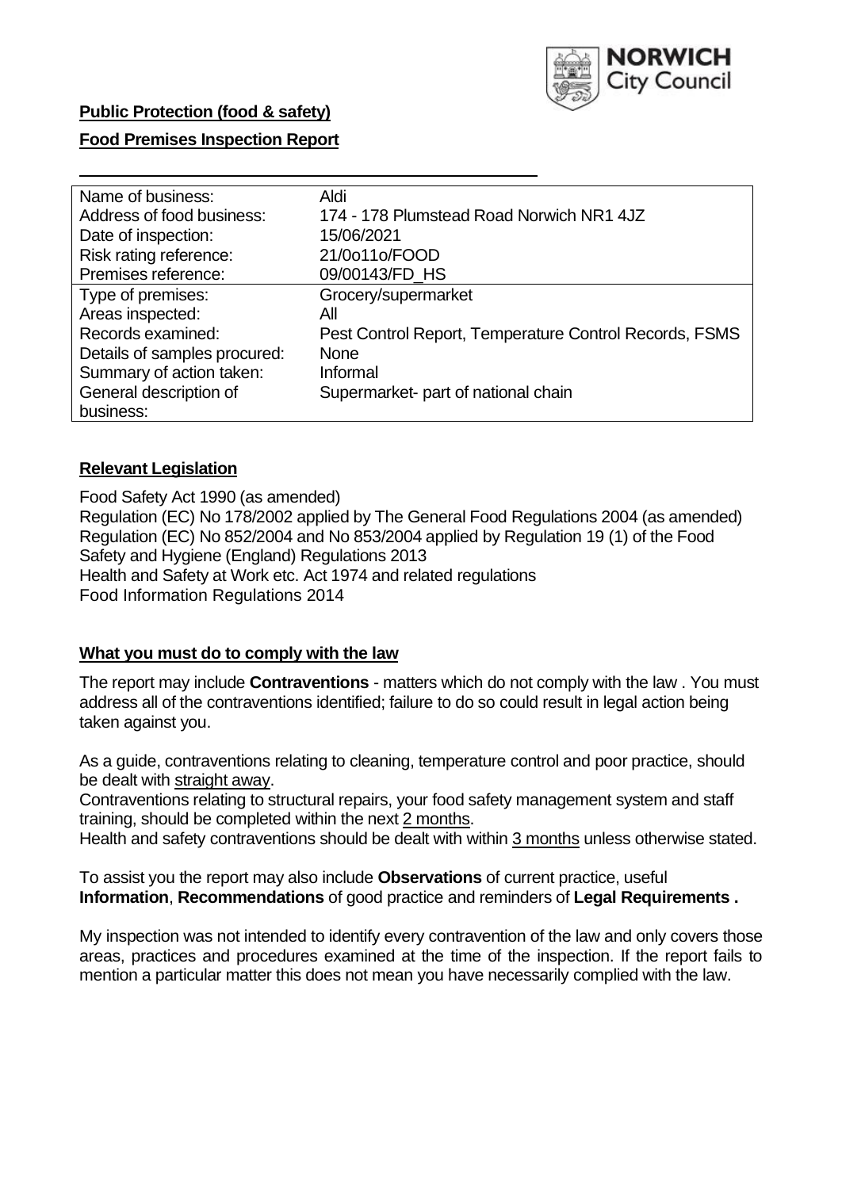**Public Protection (food & safety)**

**Food Premises Inspection Report**

| Name of business: | Aldi |
|---|---|
| Address of food business: | 174 - 178 Plumstead Road Norwich NR1 4JZ |
| Date of inspection: | 15/06/2021 |
| Risk rating reference: | 21/0o11o/FOOD |
| Premises reference: | 09/00143/FD_HS |
| Type of premises: | Grocery/supermarket |
| Areas inspected: | All |
| Records examined: | Pest Control Report, Temperature Control Records, FSMS |
| Details of samples procured: | None |
| Summary of action taken: | Informal |
| General description of business: | Supermarket- part of national chain |

## Relevant Legislation

Food Safety Act 1990 (as amended)
Regulation (EC) No 178/2002 applied by The General Food Regulations 2004 (as amended)
Regulation (EC) No 852/2004 and No 853/2004 applied by Regulation 19 (1) of the Food Safety and Hygiene (England) Regulations 2013
Health and Safety at Work etc. Act 1974 and related regulations
Food Information Regulations 2014

## What you must do to comply with the law

The report may include **Contraventions** - matters which do not comply with the law . You must address all of the contraventions identified; failure to do so could result in legal action being taken against you.

As a guide, contraventions relating to cleaning, temperature control and poor practice, should be dealt with straight away.

Contraventions relating to structural repairs, your food safety management system and staff training, should be completed within the next 2 months.

Health and safety contraventions should be dealt with within 3 months unless otherwise stated.

To assist you the report may also include **Observations** of current practice, useful **Information**, **Recommendations** of good practice and reminders of **Legal Requirements .**

My inspection was not intended to identify every contravention of the law and only covers those areas, practices and procedures examined at the time of the inspection. If the report fails to mention a particular matter this does not mean you have necessarily complied with the law.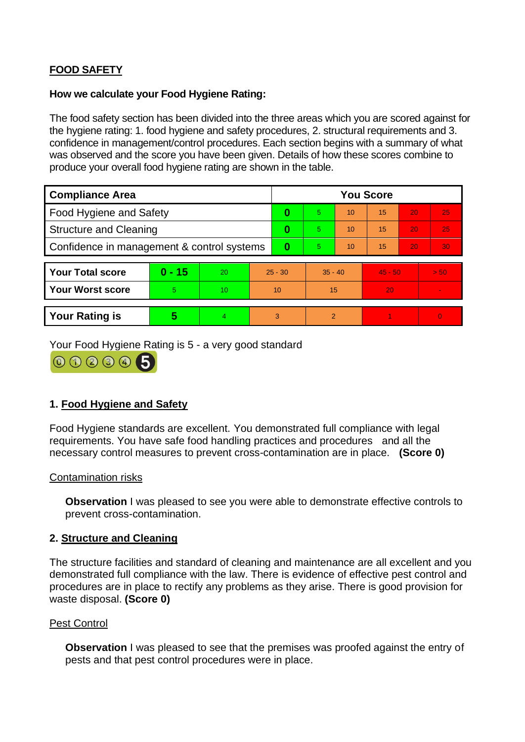**FOOD SAFETY**

**How we calculate your Food Hygiene Rating:**

The food safety section has been divided into the three areas which you are scored against for the hygiene rating: 1. food hygiene and safety procedures, 2. structural requirements and 3. confidence in management/control procedures. Each section begins with a summary of what was observed and the score you have been given. Details of how these scores combine to produce your overall food hygiene rating are shown in the table.

| Compliance Area | You Score | | | | | |
|---|---|---|---|---|---|---|
| Food Hygiene and Safety | **0** | 5 | 10 | 15 | 20 | 25 |
| Structure and Cleaning | **0** | 5 | 10 | 15 | 20 | 25 |
| Confidence in management & control systems | **0** | 5 | 10 | 15 | 20 | 30 |

| | | | | | | |
|---|---|---|---|---|---|---|
| **Your Total score** | **0 - 15** | 20 | 25 - 30 | 35 - 40 | 45 - 50 | > 50 |
| **Your Worst score** | 5 | 10 | 10 | 15 | 20 | - |
| **Your Rating is** | **5** | 4 | 3 | 2 | 1 | 0 |

Your Food Hygiene Rating is 5 - a very good standard

## 1. Food Hygiene and Safety

Food Hygiene standards are excellent. You demonstrated full compliance with legal requirements. You have safe food handling practices and procedures and all the necessary control measures to prevent cross-contamination are in place. **(Score 0)**

Contamination risks

**Observation** I was pleased to see you were able to demonstrate effective controls to prevent cross-contamination.

## 2. Structure and Cleaning

The structure facilities and standard of cleaning and maintenance are all excellent and you demonstrated full compliance with the law. There is evidence of effective pest control and procedures are in place to rectify any problems as they arise. There is good provision for waste disposal. **(Score 0)**

Pest Control

**Observation** I was pleased to see that the premises was proofed against the entry of pests and that pest control procedures were in place.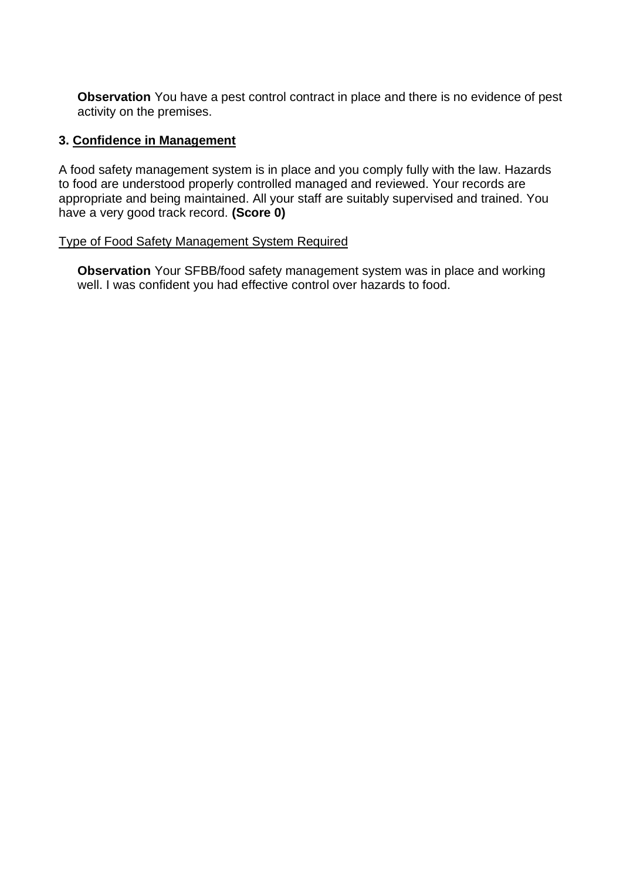**Observation** You have a pest control contract in place and there is no evidence of pest activity on the premises.

### 3. Confidence in Management

A food safety management system is in place and you comply fully with the law. Hazards to food are understood properly controlled managed and reviewed. Your records are appropriate and being maintained. All your staff are suitably supervised and trained. You have a very good track record. **(Score 0)**

Type of Food Safety Management System Required

**Observation** Your SFBB/food safety management system was in place and working well. I was confident you had effective control over hazards to food.